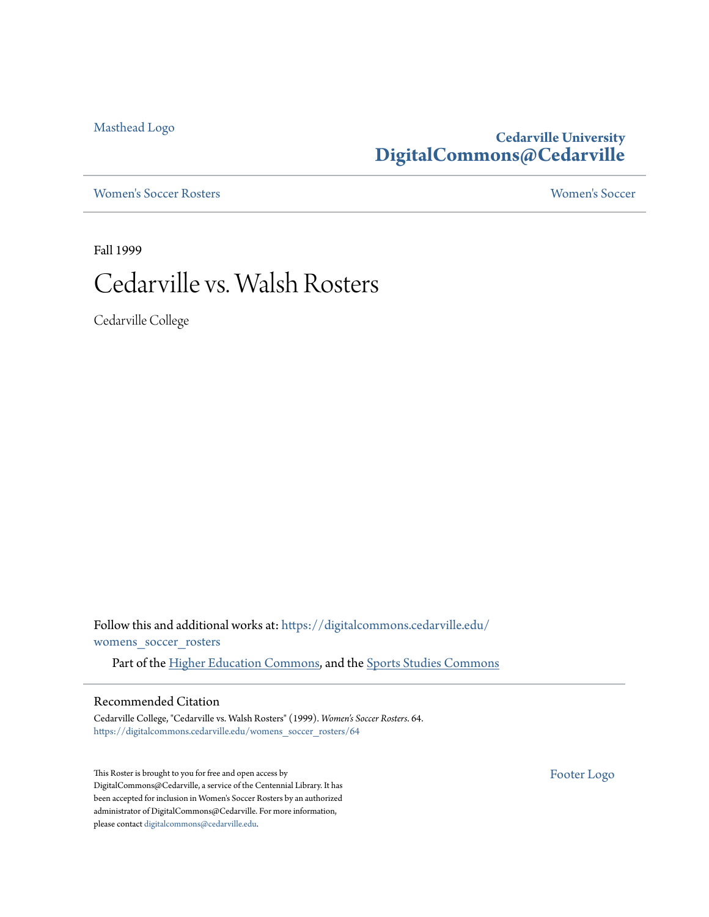Masthead Logo

**Cedarville University**
**DigitalCommons@Cedarville**

Women's Soccer Rosters | Women's Soccer

Fall 1999

# Cedarville vs. Walsh Rosters

Cedarville College

Follow this and additional works at: https://digitalcommons.cedarville.edu/womens_soccer_rosters

Part of the Higher Education Commons, and the Sports Studies Commons

## Recommended Citation

Cedarville College, "Cedarville vs. Walsh Rosters" (1999). *Women's Soccer Rosters*. 64.
https://digitalcommons.cedarville.edu/womens_soccer_rosters/64

This Roster is brought to you for free and open access by DigitalCommons@Cedarville, a service of the Centennial Library. It has been accepted for inclusion in Women's Soccer Rosters by an authorized administrator of DigitalCommons@Cedarville. For more information, please contact digitalcommons@cedarville.edu.

Footer Logo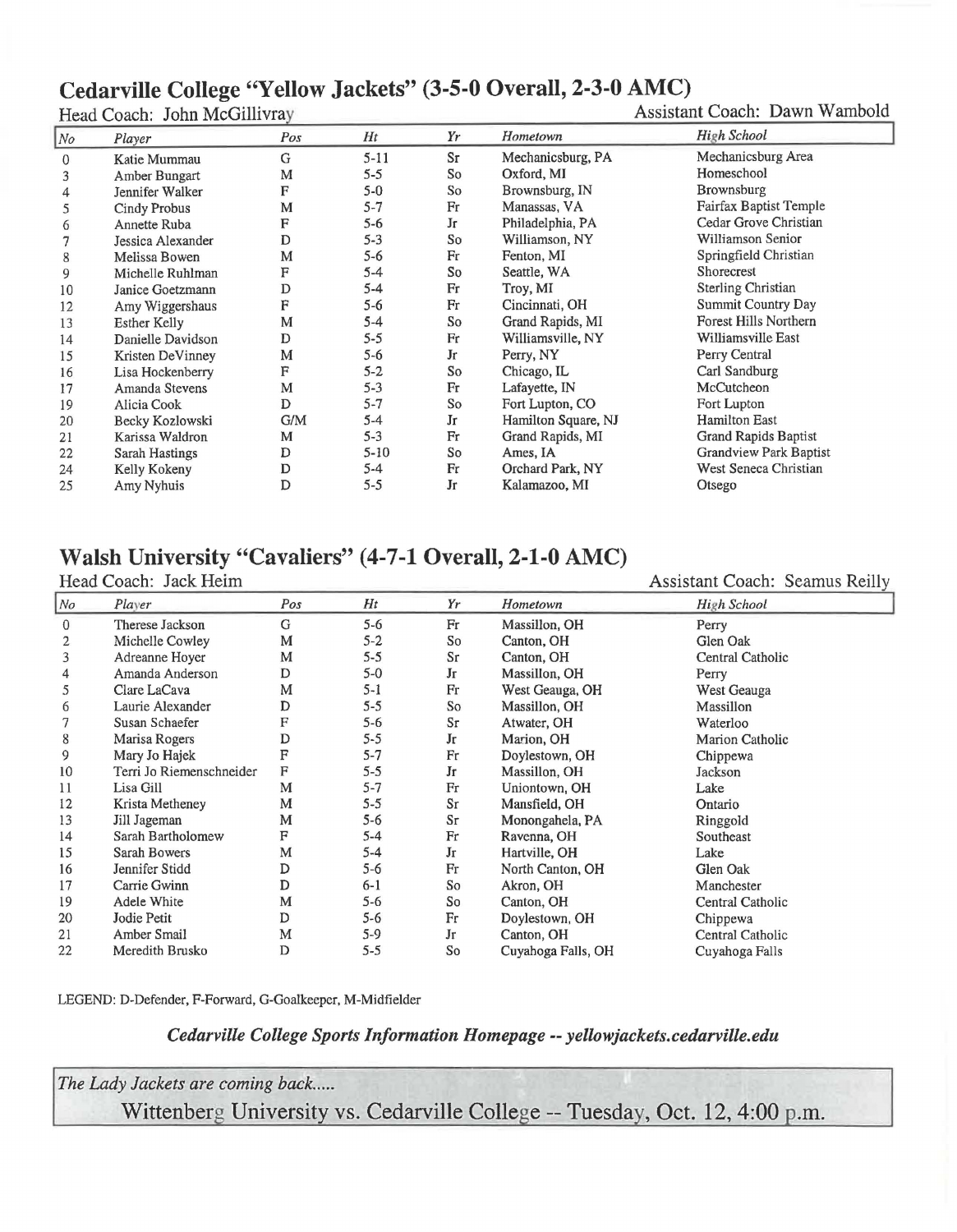## Cedarville College "Yellow Jackets" (3-5-0 Overall, 2-3-0 AMC)

Head Coach: John McGillivray — Assistant Coach: Dawn Wambold

| No | Player | Pos | Ht | Yr | Hometown | High School |
|---|---|---|---|---|---|---|
| 0 | Katie Mummau | G | 5-11 | Sr | Mechanicsburg, PA | Mechanicsburg Area |
| 3 | Amber Bungart | M | 5-5 | So | Oxford, MI | Homeschool |
| 4 | Jennifer Walker | F | 5-0 | So | Brownsburg, IN | Brownsburg |
| 5 | Cindy Probus | M | 5-7 | Fr | Manassas, VA | Fairfax Baptist Temple |
| 6 | Annette Ruba | F | 5-6 | Jr | Philadelphia, PA | Cedar Grove Christian |
| 7 | Jessica Alexander | D | 5-3 | So | Williamson, NY | Williamson Senior |
| 8 | Melissa Bowen | M | 5-6 | Fr | Fenton, MI | Springfield Christian |
| 9 | Michelle Ruhlman | F | 5-4 | So | Seattle, WA | Shorecrest |
| 10 | Janice Goetzmann | D | 5-4 | Fr | Troy, MI | Sterling Christian |
| 12 | Amy Wiggershaus | F | 5-6 | Fr | Cincinnati, OH | Summit Country Day |
| 13 | Esther Kelly | M | 5-4 | So | Grand Rapids, MI | Forest Hills Northern |
| 14 | Danielle Davidson | D | 5-5 | Fr | Williamsville, NY | Williamsville East |
| 15 | Kristen DeVinney | M | 5-6 | Jr | Perry, NY | Perry Central |
| 16 | Lisa Hockenberry | F | 5-2 | So | Chicago, IL | Carl Sandburg |
| 17 | Amanda Stevens | M | 5-3 | Fr | Lafayette, IN | McCutcheon |
| 19 | Alicia Cook | D | 5-7 | So | Fort Lupton, CO | Fort Lupton |
| 20 | Becky Kozlowski | G/M | 5-4 | Jr | Hamilton Square, NJ | Hamilton East |
| 21 | Karissa Waldron | M | 5-3 | Fr | Grand Rapids, MI | Grand Rapids Baptist |
| 22 | Sarah Hastings | D | 5-10 | So | Ames, IA | Grandview Park Baptist |
| 24 | Kelly Kokeny | D | 5-4 | Fr | Orchard Park, NY | West Seneca Christian |
| 25 | Amy Nyhuis | D | 5-5 | Jr | Kalamazoo, MI | Otsego |

## Walsh University "Cavaliers" (4-7-1 Overall, 2-1-0 AMC)

Head Coach: Jack Heim — Assistant Coach: Seamus Reilly

| No | Player | Pos | Ht | Yr | Hometown | High School |
|---|---|---|---|---|---|---|
| 0 | Therese Jackson | G | 5-6 | Fr | Massillon, OH | Perry |
| 2 | Michelle Cowley | M | 5-2 | So | Canton, OH | Glen Oak |
| 3 | Adreanne Hoyer | M | 5-5 | Sr | Canton, OH | Central Catholic |
| 4 | Amanda Anderson | D | 5-0 | Jr | Massillon, OH | Perry |
| 5 | Clare LaCava | M | 5-1 | Fr | West Geauga, OH | West Geauga |
| 6 | Laurie Alexander | D | 5-5 | So | Massillon, OH | Massillon |
| 7 | Susan Schaefer | F | 5-6 | Sr | Atwater, OH | Waterloo |
| 8 | Marisa Rogers | D | 5-5 | Jr | Marion, OH | Marion Catholic |
| 9 | Mary Jo Hajek | F | 5-7 | Fr | Doylestown, OH | Chippewa |
| 10 | Terri Jo Riemenschneider | F | 5-5 | Jr | Massillon, OH | Jackson |
| 11 | Lisa Gill | M | 5-7 | Fr | Uniontown, OH | Lake |
| 12 | Krista Metheney | M | 5-5 | Sr | Mansfield, OH | Ontario |
| 13 | Jill Jageman | M | 5-6 | Sr | Monongahela, PA | Ringgold |
| 14 | Sarah Bartholomew | F | 5-4 | Fr | Ravenna, OH | Southeast |
| 15 | Sarah Bowers | M | 5-4 | Jr | Hartville, OH | Lake |
| 16 | Jennifer Stidd | D | 5-6 | Fr | North Canton, OH | Glen Oak |
| 17 | Carrie Gwinn | D | 6-1 | So | Akron, OH | Manchester |
| 19 | Adele White | M | 5-6 | So | Canton, OH | Central Catholic |
| 20 | Jodie Petit | D | 5-6 | Fr | Doylestown, OH | Chippewa |
| 21 | Amber Smail | M | 5-9 | Jr | Canton, OH | Central Catholic |
| 22 | Meredith Brusko | D | 5-5 | So | Cuyahoga Falls, OH | Cuyahoga Falls |

LEGEND: D-Defender, F-Forward, G-Goalkeeper, M-Midfielder

***Cedarville College Sports Information Homepage -- yellowjackets.cedarville.edu***

*The Lady Jackets are coming back.....*

Wittenberg University vs. Cedarville College -- Tuesday, Oct. 12, 4:00 p.m.